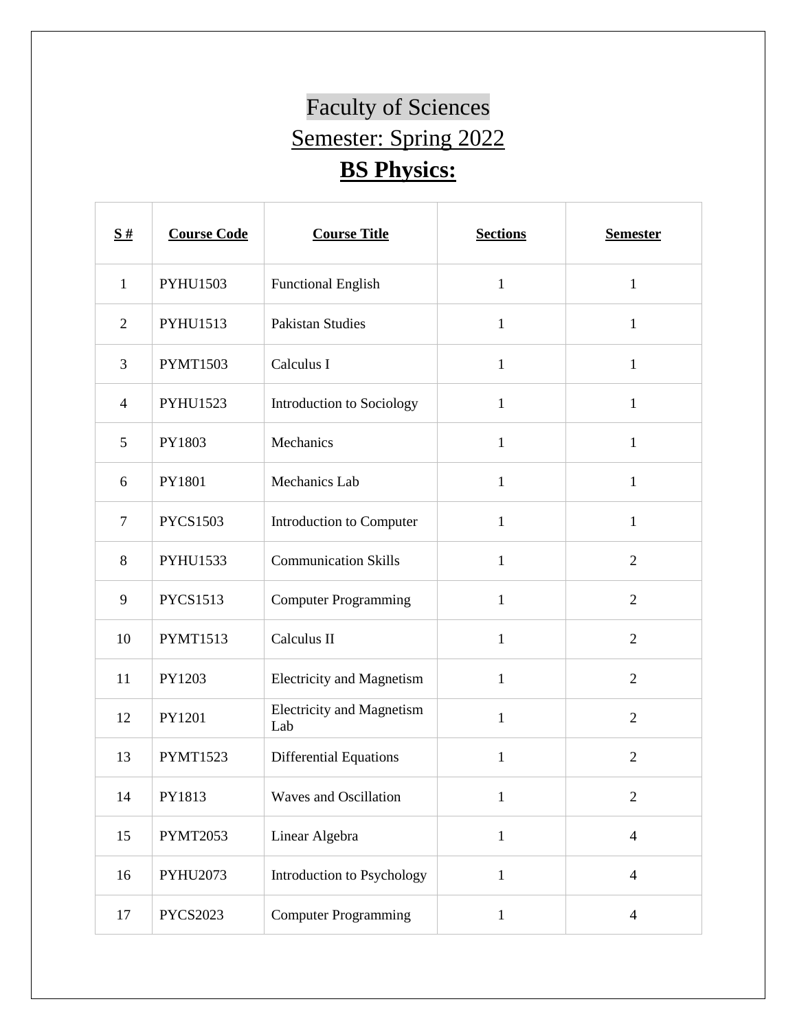# Faculty of Sciences

## Semester: Spring 2022

## **BS Physics:**

| S # | Course Code | Course Title | Sections | Semester |
|---|---|---|---|---|
| 1 | PYHU1503 | Functional English | 1 | 1 |
| 2 | PYHU1513 | Pakistan Studies | 1 | 1 |
| 3 | PYMT1503 | Calculus I | 1 | 1 |
| 4 | PYHU1523 | Introduction to Sociology | 1 | 1 |
| 5 | PY1803 | Mechanics | 1 | 1 |
| 6 | PY1801 | Mechanics Lab | 1 | 1 |
| 7 | PYCS1503 | Introduction to Computer | 1 | 1 |
| 8 | PYHU1533 | Communication Skills | 1 | 2 |
| 9 | PYCS1513 | Computer Programming | 1 | 2 |
| 10 | PYMT1513 | Calculus II | 1 | 2 |
| 11 | PY1203 | Electricity and Magnetism | 1 | 2 |
| 12 | PY1201 | Electricity and Magnetism Lab | 1 | 2 |
| 13 | PYMT1523 | Differential Equations | 1 | 2 |
| 14 | PY1813 | Waves and Oscillation | 1 | 2 |
| 15 | PYMT2053 | Linear Algebra | 1 | 4 |
| 16 | PYHU2073 | Introduction to Psychology | 1 | 4 |
| 17 | PYCS2023 | Computer Programming | 1 | 4 |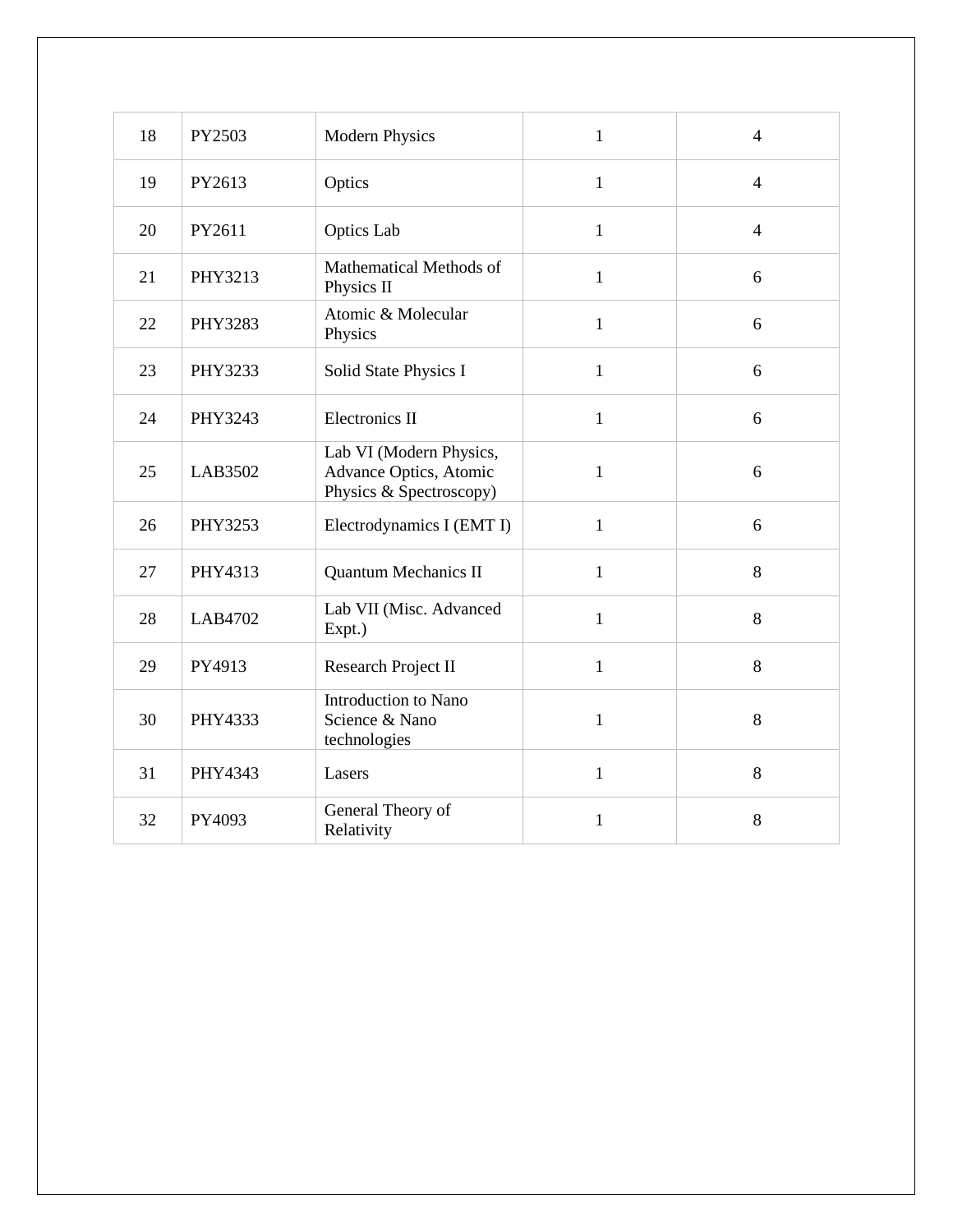| | | | | |
|---|---|---|---|---|
| 18 | PY2503 | Modern Physics | 1 | 4 |
| 19 | PY2613 | Optics | 1 | 4 |
| 20 | PY2611 | Optics Lab | 1 | 4 |
| 21 | PHY3213 | Mathematical Methods of Physics II | 1 | 6 |
| 22 | PHY3283 | Atomic & Molecular Physics | 1 | 6 |
| 23 | PHY3233 | Solid State Physics I | 1 | 6 |
| 24 | PHY3243 | Electronics II | 1 | 6 |
| 25 | LAB3502 | Lab VI (Modern Physics, Advance Optics, Atomic Physics & Spectroscopy) | 1 | 6 |
| 26 | PHY3253 | Electrodynamics I (EMT I) | 1 | 6 |
| 27 | PHY4313 | Quantum Mechanics II | 1 | 8 |
| 28 | LAB4702 | Lab VII (Misc. Advanced Expt.) | 1 | 8 |
| 29 | PY4913 | Research Project II | 1 | 8 |
| 30 | PHY4333 | Introduction to Nano Science & Nano technologies | 1 | 8 |
| 31 | PHY4343 | Lasers | 1 | 8 |
| 32 | PY4093 | General Theory of Relativity | 1 | 8 |